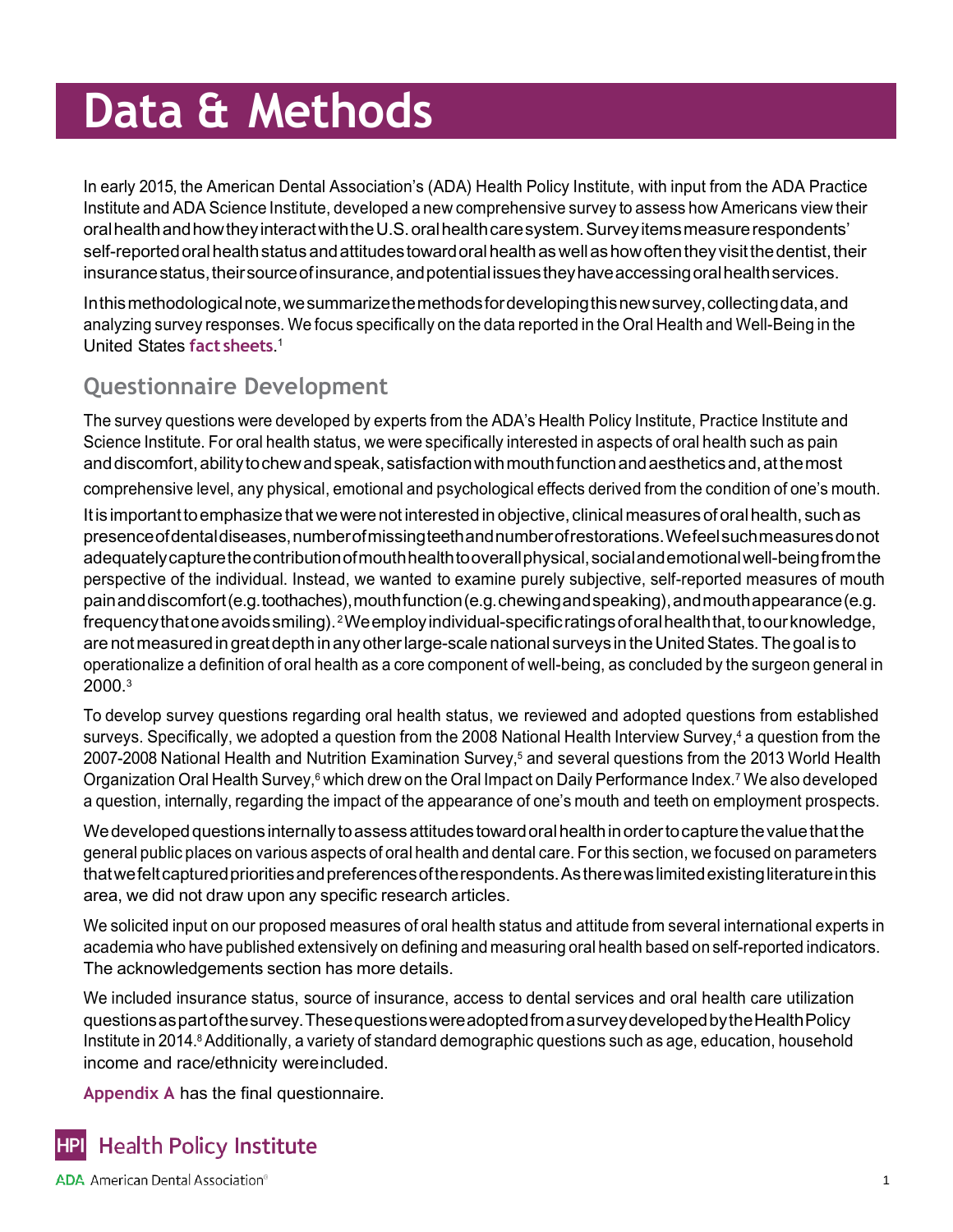# Data & Methods

In early 2015, the American Dental Association's (ADA) Health Policy Institute, with input from the ADA Practice Institute and ADA Science Institute, developed a new comprehensive survey to assess how Americans view their oral health and how they interact with the U.S. oral health care system. Survey items measure respondents' self-reported oral health status and attitudes toward oral health as well as how often they visit the dentist, their insurance status, their source of insurance, and potential issues they have accessing oral health services.

In this methodological note, we summarize the methods for developing this new survey, collecting data, and analyzing survey responses. We focus specifically on the data reported in the Oral Health and Well-Being in the United States **fact sheets**.[1]

## Questionnaire Development

The survey questions were developed by experts from the ADA's Health Policy Institute, Practice Institute and Science Institute. For oral health status, we were specifically interested in aspects of oral health such as pain and discomfort, ability to chew and speak, satisfaction with mouth function and aesthetics and, at the most comprehensive level, any physical, emotional and psychological effects derived from the condition of one's mouth. It is important to emphasize that we were not interested in objective, clinical measures of oral health, such as presence of dental diseases, number of missing teeth and number of restorations. We feel such measures do not adequately capture the contribution of mouth health to overall physical, social and emotional well-being from the perspective of the individual. Instead, we wanted to examine purely subjective, self-reported measures of mouth pain and discomfort (e.g. toothaches), mouth function (e.g. chewing and speaking), and mouth appearance (e.g. frequency that one avoids smiling).[2] We employ individual-specific ratings of oral health that, to our knowledge, are not measured in great depth in any other large-scale national surveys in the United States. The goal is to operationalize a definition of oral health as a core component of well-being, as concluded by the surgeon general in 2000.[3]

To develop survey questions regarding oral health status, we reviewed and adopted questions from established surveys. Specifically, we adopted a question from the 2008 National Health Interview Survey,[4] a question from the 2007-2008 National Health and Nutrition Examination Survey,[5] and several questions from the 2013 World Health Organization Oral Health Survey,[6] which drew on the Oral Impact on Daily Performance Index.[7] We also developed a question, internally, regarding the impact of the appearance of one's mouth and teeth on employment prospects.

We developed questions internally to assess attitudes toward oral health in order to capture the value that the general public places on various aspects of oral health and dental care. For this section, we focused on parameters that we felt captured priorities and preferences of the respondents. As there was limited existing literature in this area, we did not draw upon any specific research articles.

We solicited input on our proposed measures of oral health status and attitude from several international experts in academia who have published extensively on defining and measuring oral health based on self-reported indicators. The acknowledgements section has more details.

We included insurance status, source of insurance, access to dental services and oral health care utilization questions as part of the survey. These questions were adopted from a survey developed by the Health Policy Institute in 2014.[8] Additionally, a variety of standard demographic questions such as age, education, household income and race/ethnicity were included.

**Appendix A** has the final questionnaire.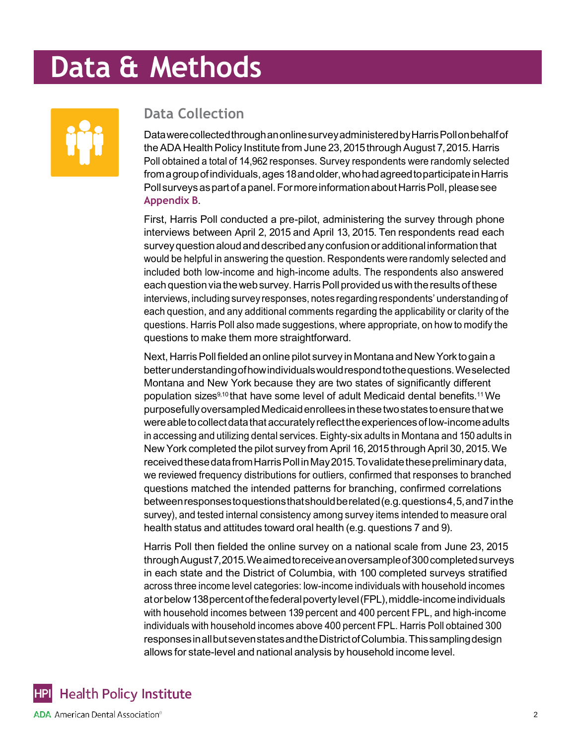# Data & Methods

## Data Collection

Data were collected through an online survey administered by Harris Poll on behalf of the ADA Health Policy Institute from June 23, 2015 through August 7, 2015. Harris Poll obtained a total of 14,962 responses. Survey respondents were randomly selected from a group of individuals, ages 18 and older, who had agreed to participate in Harris Poll surveys as part of a panel. For more information about Harris Poll, please see **Appendix B**.

First, Harris Poll conducted a pre-pilot, administering the survey through phone interviews between April 2, 2015 and April 13, 2015. Ten respondents read each survey question aloud and described any confusion or additional information that would be helpful in answering the question. Respondents were randomly selected and included both low-income and high-income adults. The respondents also answered each question via the web survey. Harris Poll provided us with the results of these interviews, including survey responses, notes regarding respondents' understanding of each question, and any additional comments regarding the applicability or clarity of the questions. Harris Poll also made suggestions, where appropriate, on how to modify the questions to make them more straightforward.

Next, Harris Poll fielded an online pilot survey in Montana and New York to gain a better understanding of how individuals would respond to the questions. We selected Montana and New York because they are two states of significantly different population sizes[9,10] that have some level of adult Medicaid dental benefits.[11] We purposefully oversampled Medicaid enrollees in these two states to ensure that we were able to collect data that accurately reflect the experiences of low-income adults in accessing and utilizing dental services. Eighty-six adults in Montana and 150 adults in New York completed the pilot survey from April 16, 2015 through April 30, 2015. We received these data from Harris Poll in May 2015. To validate these preliminary data, we reviewed frequency distributions for outliers, confirmed that responses to branched questions matched the intended patterns for branching, confirmed correlations between responses to questions that should be related (e.g. questions 4, 5, and 7 in the survey), and tested internal consistency among survey items intended to measure oral health status and attitudes toward oral health (e.g. questions 7 and 9).

Harris Poll then fielded the online survey on a national scale from June 23, 2015 through August 7, 2015. We aimed to receive an oversample of 300 completed surveys in each state and the District of Columbia, with 100 completed surveys stratified across three income level categories: low-income individuals with household incomes at or below 138 percent of the federal poverty level (FPL), middle-income individuals with household incomes between 139 percent and 400 percent FPL, and high-income individuals with household incomes above 400 percent FPL. Harris Poll obtained 300 responses in all but seven states and the District of Columbia. This sampling design allows for state-level and national analysis by household income level.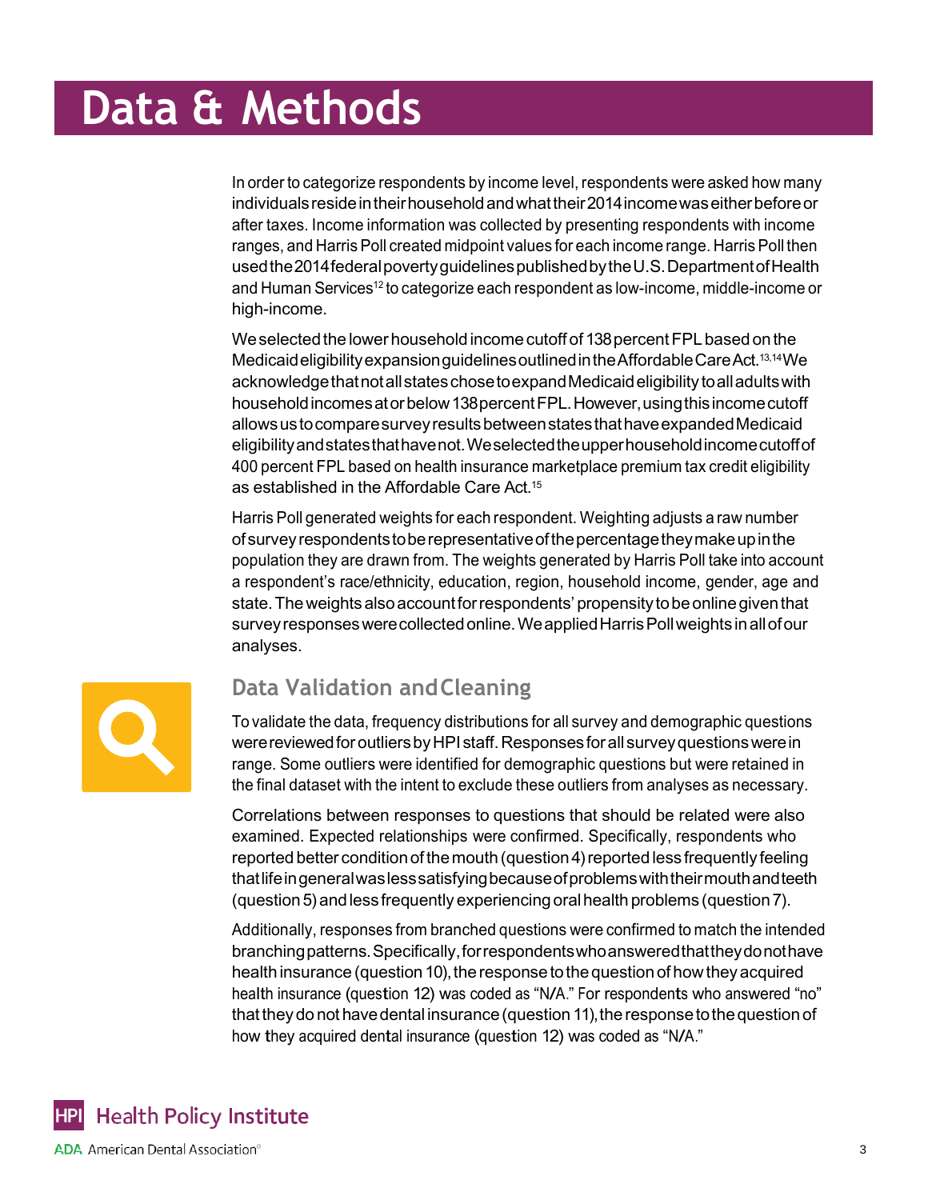# Data & Methods

In order to categorize respondents by income level, respondents were asked how many individuals reside in their household and what their 2014 income was either before or after taxes. Income information was collected by presenting respondents with income ranges, and Harris Poll created midpoint values for each income range. Harris Poll then used the 2014 federal poverty guidelines published by the U.S. Department of Health and Human Services[12] to categorize each respondent as low-income, middle-income or high-income.

We selected the lower household income cutoff of 138 percent FPL based on the Medicaid eligibility expansion guidelines outlined in the Affordable Care Act.[13,14] We acknowledge that not all states chose to expand Medicaid eligibility to all adults with household incomes at or below 138 percent FPL. However, using this income cutoff allows us to compare survey results between states that have expanded Medicaid eligibility and states that have not. We selected the upper household income cutoff of 400 percent FPL based on health insurance marketplace premium tax credit eligibility as established in the Affordable Care Act.[15]

Harris Poll generated weights for each respondent. Weighting adjusts a raw number of survey respondents to be representative of the percentage they make up in the population they are drawn from. The weights generated by Harris Poll take into account a respondent's race/ethnicity, education, region, household income, gender, age and state. The weights also account for respondents' propensity to be online given that survey responses were collected online. We applied Harris Poll weights in all of our analyses.

## Data Validation and Cleaning

To validate the data, frequency distributions for all survey and demographic questions were reviewed for outliers by HPI staff. Responses for all survey questions were in range. Some outliers were identified for demographic questions but were retained in the final dataset with the intent to exclude these outliers from analyses as necessary.

Correlations between responses to questions that should be related were also examined. Expected relationships were confirmed. Specifically, respondents who reported better condition of the mouth (question 4) reported less frequently feeling that life in general was less satisfying because of problems with their mouth and teeth (question 5) and less frequently experiencing oral health problems (question 7).

Additionally, responses from branched questions were confirmed to match the intended branching patterns. Specifically, for respondents who answered that they do not have health insurance (question 10), the response to the question of how they acquired health insurance (question 12) was coded as "N/A." For respondents who answered "no" that they do not have dental insurance (question 11), the response to the question of how they acquired dental insurance (question 12) was coded as "N/A."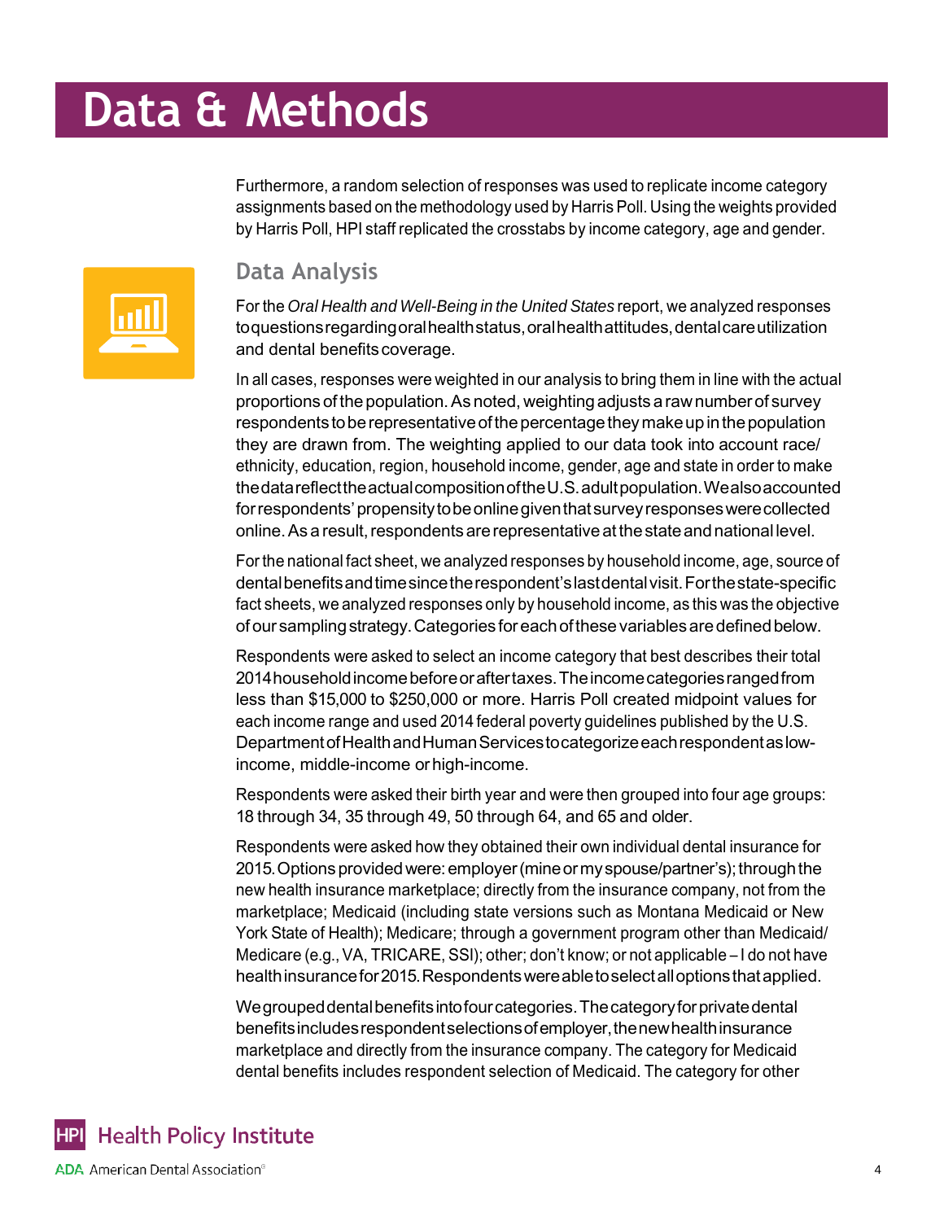# Data & Methods

Furthermore, a random selection of responses was used to replicate income category assignments based on the methodology used by Harris Poll. Using the weights provided by Harris Poll, HPI staff replicated the crosstabs by income category, age and gender.

## Data Analysis

For the *Oral Health and Well-Being in the United States* report, we analyzed responses to questions regarding oral health status, oral health attitudes, dental care utilization and dental benefits coverage.

In all cases, responses were weighted in our analysis to bring them in line with the actual proportions of the population. As noted, weighting adjusts a raw number of survey respondents to be representative of the percentage they make up in the population they are drawn from. The weighting applied to our data took into account race/ethnicity, education, region, household income, gender, age and state in order to make the data reflect the actual composition of the U.S. adult population. We also accounted for respondents' propensity to be online given that survey responses were collected online. As a result, respondents are representative at the state and national level.

For the national fact sheet, we analyzed responses by household income, age, source of dental benefits and time since the respondent's last dental visit. For the state-specific fact sheets, we analyzed responses only by household income, as this was the objective of our sampling strategy. Categories for each of these variables are defined below.

Respondents were asked to select an income category that best describes their total 2014 household income before or after taxes. The income categories ranged from less than $15,000 to $250,000 or more. Harris Poll created midpoint values for each income range and used 2014 federal poverty guidelines published by the U.S. Department of Health and Human Services to categorize each respondent as low-income, middle-income or high-income.

Respondents were asked their birth year and were then grouped into four age groups: 18 through 34, 35 through 49, 50 through 64, and 65 and older.

Respondents were asked how they obtained their own individual dental insurance for 2015. Options provided were: employer (mine or my spouse/partner's); through the new health insurance marketplace; directly from the insurance company, not from the marketplace; Medicaid (including state versions such as Montana Medicaid or New York State of Health); Medicare; through a government program other than Medicaid/Medicare (e.g., VA, TRICARE, SSI); other; don't know; or not applicable – I do not have health insurance for 2015. Respondents were able to select all options that applied.

We grouped dental benefits into four categories. The category for private dental benefits includes respondent selections of employer, the new health insurance marketplace and directly from the insurance company. The category for Medicaid dental benefits includes respondent selection of Medicaid. The category for other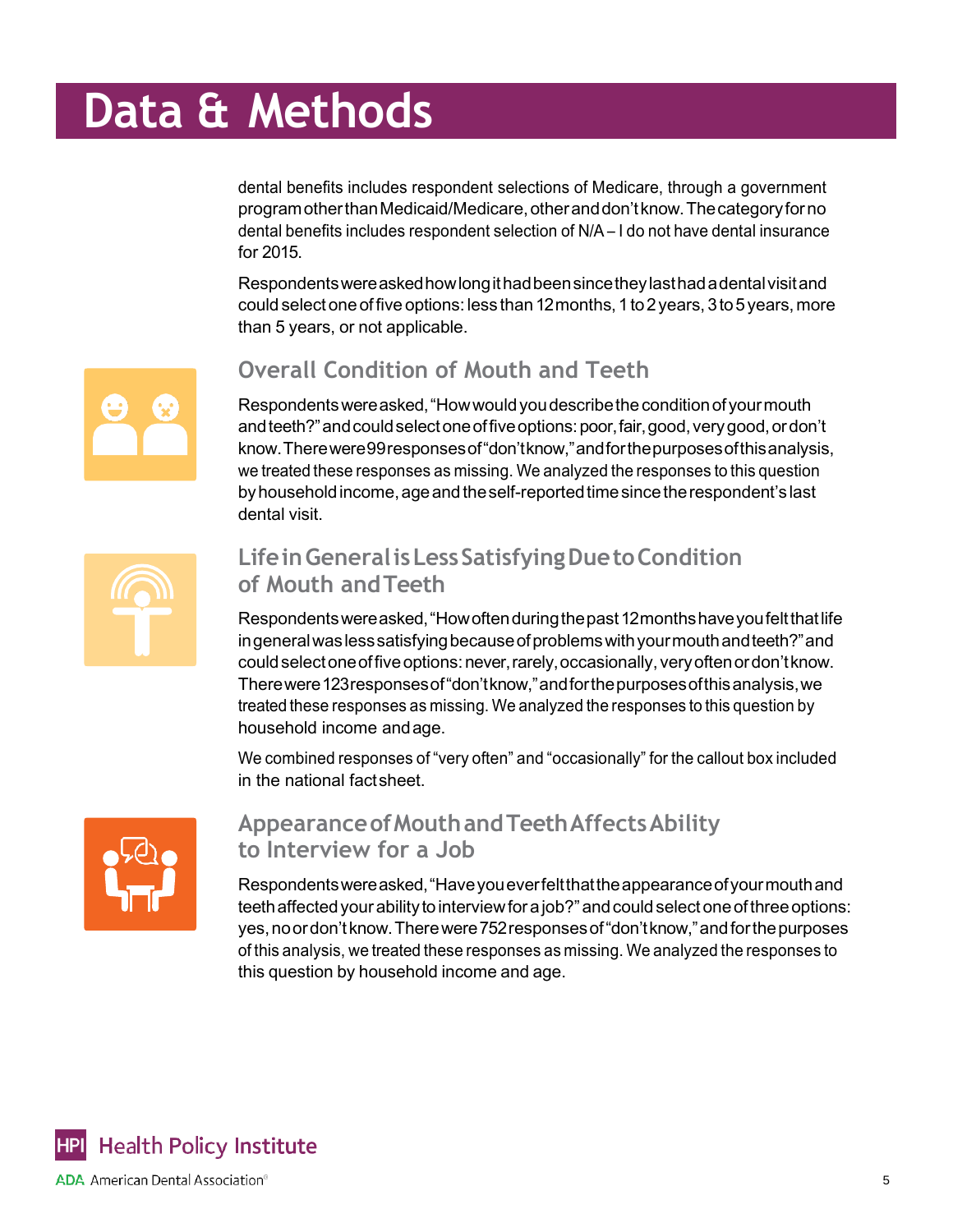# Data & Methods

dental benefits includes respondent selections of Medicare, through a government program other than Medicaid/Medicare, other and don't know. The category for no dental benefits includes respondent selection of N/A – I do not have dental insurance for 2015.

Respondents were asked how long it had been since they last had a dental visit and could select one of five options: less than 12 months, 1 to 2 years, 3 to 5 years, more than 5 years, or not applicable.

## Overall Condition of Mouth and Teeth

Respondents were asked, "How would you describe the condition of your mouth and teeth?" and could select one of five options: poor, fair, good, very good, or don't know. There were 99 responses of "don't know," and for the purposes of this analysis, we treated these responses as missing. We analyzed the responses to this question by household income, age and the self-reported time since the respondent's last dental visit.

## Life in General is Less Satisfying Due to Condition of Mouth and Teeth

Respondents were asked, "How often during the past 12 months have you felt that life in general was less satisfying because of problems with your mouth and teeth?" and could select one of five options: never, rarely, occasionally, very often or don't know. There were 123 responses of "don't know," and for the purposes of this analysis, we treated these responses as missing. We analyzed the responses to this question by household income and age.

We combined responses of "very often" and "occasionally" for the callout box included in the national fact sheet.

## Appearance of Mouth and Teeth Affects Ability to Interview for a Job

Respondents were asked, "Have you ever felt that the appearance of your mouth and teeth affected your ability to interview for a job?" and could select one of three options: yes, no or don't know. There were 752 responses of "don't know," and for the purposes of this analysis, we treated these responses as missing. We analyzed the responses to this question by household income and age.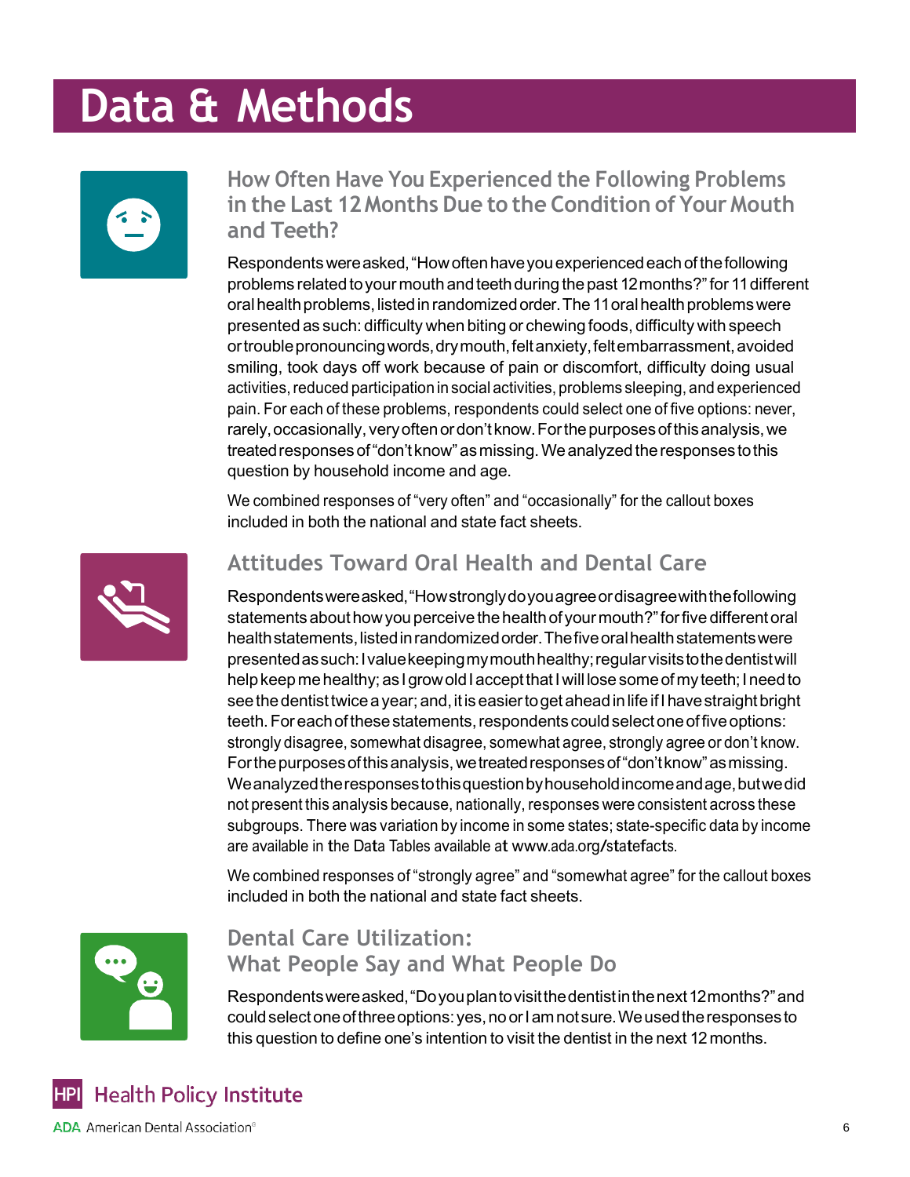# Data & Methods

## How Often Have You Experienced the Following Problems in the Last 12 Months Due to the Condition of Your Mouth and Teeth?

Respondents were asked, "How often have you experienced each of the following problems related to your mouth and teeth during the past 12 months?" for 11 different oral health problems, listed in randomized order. The 11 oral health problems were presented as such: difficulty when biting or chewing foods, difficulty with speech or trouble pronouncing words, dry mouth, felt anxiety, felt embarrassment, avoided smiling, took days off work because of pain or discomfort, difficulty doing usual activities, reduced participation in social activities, problems sleeping, and experienced pain. For each of these problems, respondents could select one of five options: never, rarely, occasionally, very often or don't know. For the purposes of this analysis, we treated responses of "don't know" as missing. We analyzed the responses to this question by household income and age.

We combined responses of "very often" and "occasionally" for the callout boxes included in both the national and state fact sheets.

## Attitudes Toward Oral Health and Dental Care

Respondents were asked, "How strongly do you agree or disagree with the following statements about how you perceive the health of your mouth?" for five different oral health statements, listed in randomized order. The five oral health statements were presented as such: I value keeping my mouth healthy; regular visits to the dentist will help keep me healthy; as I grow old I accept that I will lose some of my teeth; I need to see the dentist twice a year; and, it is easier to get ahead in life if I have straight bright teeth. For each of these statements, respondents could select one of five options: strongly disagree, somewhat disagree, somewhat agree, strongly agree or don't know. For the purposes of this analysis, we treated responses of "don't know" as missing. We analyzed the responses to this question by household income and age, but we did not present this analysis because, nationally, responses were consistent across these subgroups. There was variation by income in some states; state-specific data by income are available in the Data Tables available at www.ada.org/statefacts.

We combined responses of "strongly agree" and "somewhat agree" for the callout boxes included in both the national and state fact sheets.

## Dental Care Utilization: What People Say and What People Do

Respondents were asked, "Do you plan to visit the dentist in the next 12 months?" and could select one of three options: yes, no or I am not sure. We used the responses to this question to define one's intention to visit the dentist in the next 12 months.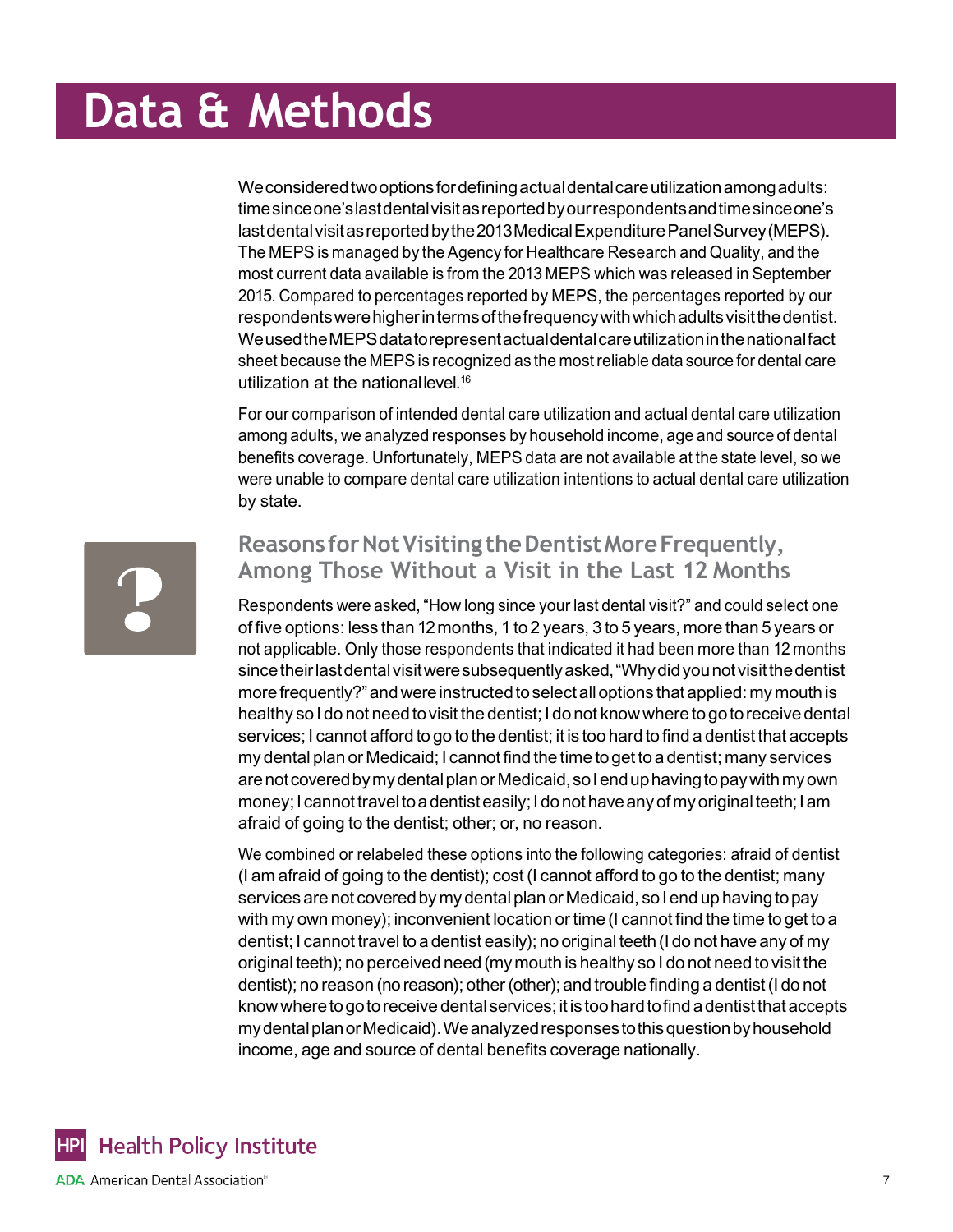# Data & Methods

We considered two options for defining actual dental care utilization among adults: time since one's last dental visit as reported by our respondents and time since one's last dental visit as reported by the 2013 Medical Expenditure Panel Survey (MEPS). The MEPS is managed by the Agency for Healthcare Research and Quality, and the most current data available is from the 2013 MEPS which was released in September 2015. Compared to percentages reported by MEPS, the percentages reported by our respondents were higher in terms of the frequency with which adults visit the dentist. We used the MEPS data to represent actual dental care utilization in the national fact sheet because the MEPS is recognized as the most reliable data source for dental care utilization at the national level.[16]

For our comparison of intended dental care utilization and actual dental care utilization among adults, we analyzed responses by household income, age and source of dental benefits coverage. Unfortunately, MEPS data are not available at the state level, so we were unable to compare dental care utilization intentions to actual dental care utilization by state.

## Reasons for Not Visiting the Dentist More Frequently, Among Those Without a Visit in the Last 12 Months

Respondents were asked, "How long since your last dental visit?" and could select one of five options: less than 12 months, 1 to 2 years, 3 to 5 years, more than 5 years or not applicable. Only those respondents that indicated it had been more than 12 months since their last dental visit were subsequently asked, "Why did you not visit the dentist more frequently?" and were instructed to select all options that applied: my mouth is healthy so I do not need to visit the dentist; I do not know where to go to receive dental services; I cannot afford to go to the dentist; it is too hard to find a dentist that accepts my dental plan or Medicaid; I cannot find the time to get to a dentist; many services are not covered by my dental plan or Medicaid, so I end up having to pay with my own money; I cannot travel to a dentist easily; I do not have any of my original teeth; I am afraid of going to the dentist; other; or, no reason.

We combined or relabeled these options into the following categories: afraid of dentist (I am afraid of going to the dentist); cost (I cannot afford to go to the dentist; many services are not covered by my dental plan or Medicaid, so I end up having to pay with my own money); inconvenient location or time (I cannot find the time to get to a dentist; I cannot travel to a dentist easily); no original teeth (I do not have any of my original teeth); no perceived need (my mouth is healthy so I do not need to visit the dentist); no reason (no reason); other (other); and trouble finding a dentist (I do not know where to go to receive dental services; it is too hard to find a dentist that accepts my dental plan or Medicaid). We analyzed responses to this question by household income, age and source of dental benefits coverage nationally.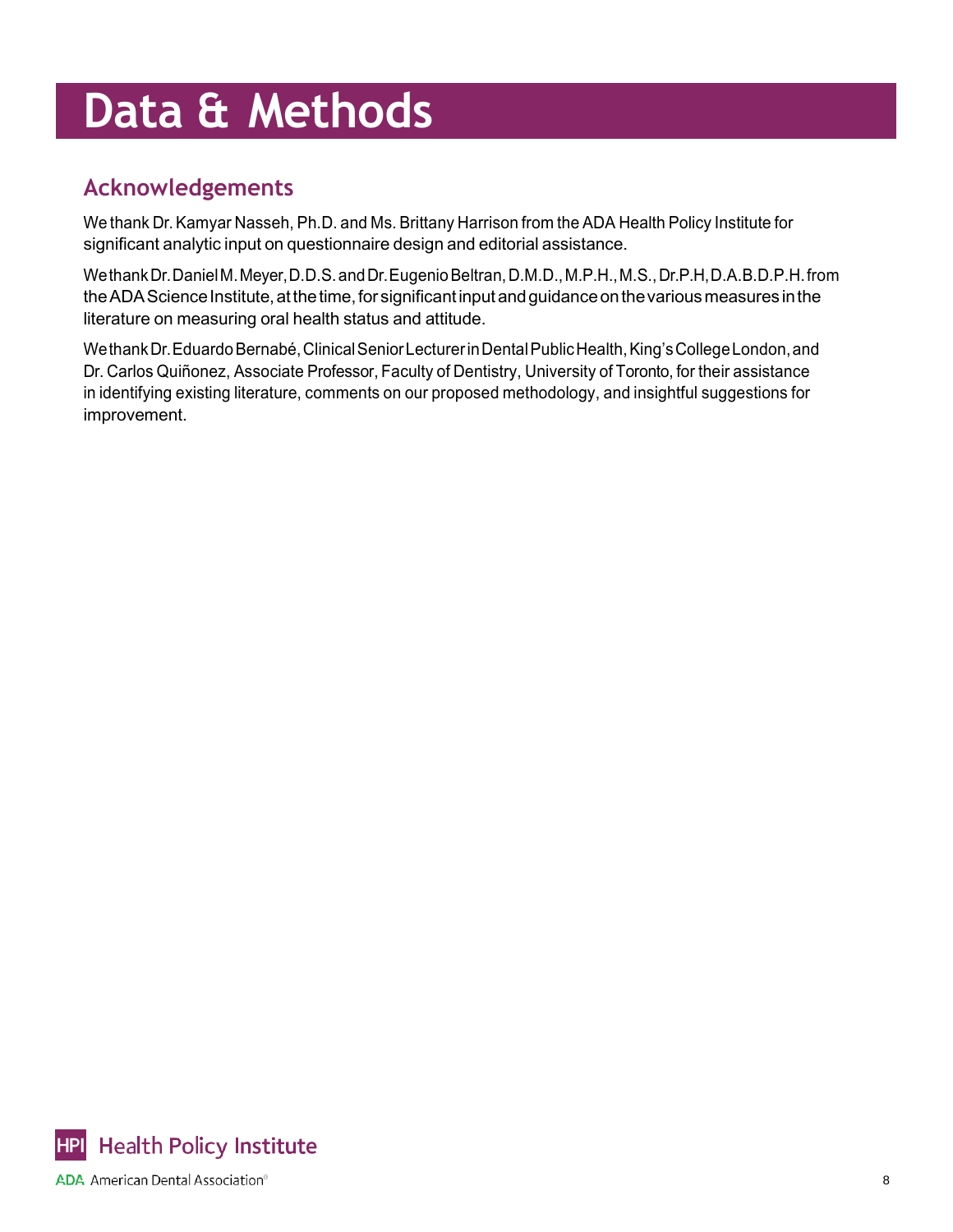# Data & Methods

## Acknowledgements

We thank Dr. Kamyar Nasseh, Ph.D. and Ms. Brittany Harrison from the ADA Health Policy Institute for significant analytic input on questionnaire design and editorial assistance.

We thank Dr. Daniel M. Meyer, D.D.S. and Dr. Eugenio Beltran, D.M.D., M.P.H., M.S., Dr.P.H, D.A.B.D.P.H. from the ADA Science Institute, at the time, for significant input and guidance on the various measures in the literature on measuring oral health status and attitude.

We thank Dr. Eduardo Bernabé, Clinical Senior Lecturer in Dental Public Health, King's College London, and Dr. Carlos Quiñonez, Associate Professor, Faculty of Dentistry, University of Toronto, for their assistance in identifying existing literature, comments on our proposed methodology, and insightful suggestions for improvement.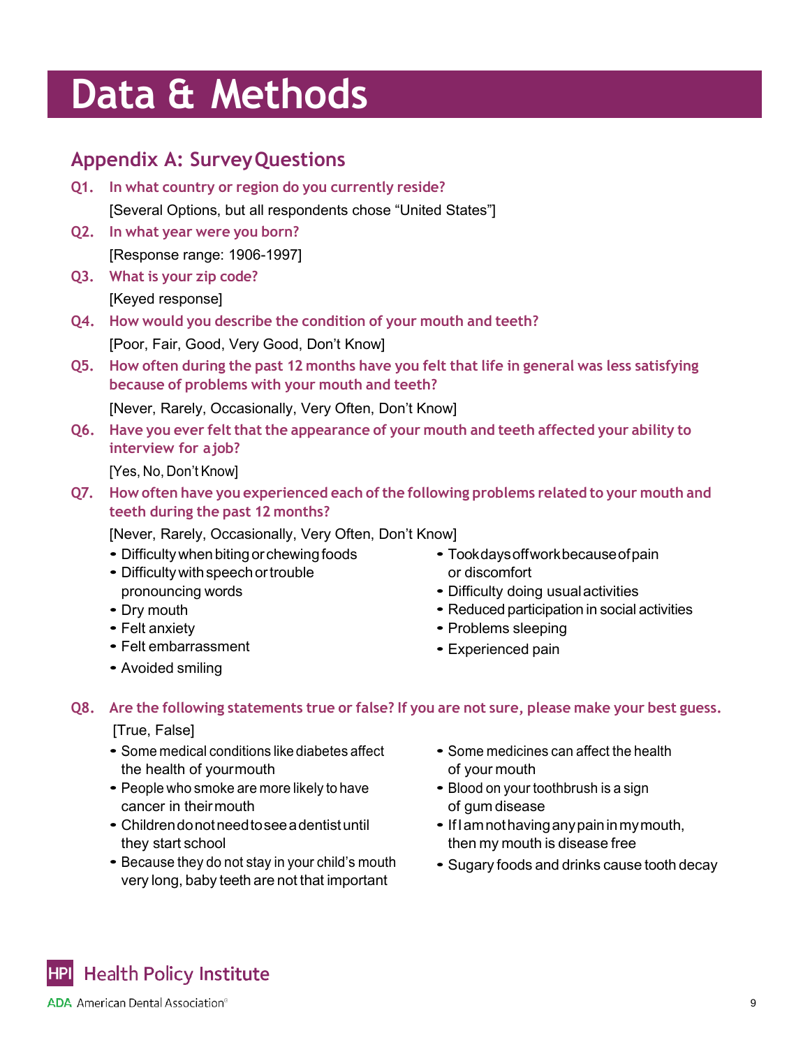# Data & Methods

## Appendix A: Survey Questions

**Q1. In what country or region do you currently reside?**

[Several Options, but all respondents chose "United States"]

**Q2. In what year were you born?**

[Response range: 1906-1997]

**Q3. What is your zip code?**

[Keyed response]

**Q4. How would you describe the condition of your mouth and teeth?**

[Poor, Fair, Good, Very Good, Don't Know]

**Q5. How often during the past 12 months have you felt that life in general was less satisfying because of problems with your mouth and teeth?**

[Never, Rarely, Occasionally, Very Often, Don't Know]

**Q6. Have you ever felt that the appearance of your mouth and teeth affected your ability to interview for a job?**

[Yes, No, Don't Know]

**Q7. How often have you experienced each of the following problems related to your mouth and teeth during the past 12 months?**

[Never, Rarely, Occasionally, Very Often, Don't Know]

- Difficulty when biting or chewing foods
- Difficulty with speech or trouble pronouncing words
- Dry mouth
- Felt anxiety
- Felt embarrassment
- Avoided smiling
- Took days off work because of pain or discomfort
- Difficulty doing usual activities
- Reduced participation in social activities
- Problems sleeping
- Experienced pain

**Q8. Are the following statements true or false? If you are not sure, please make your best guess.**

[True, False]

- Some medical conditions like diabetes affect the health of your mouth
- People who smoke are more likely to have cancer in their mouth
- Children do not need to see a dentist until they start school
- Because they do not stay in your child's mouth very long, baby teeth are not that important
- Some medicines can affect the health of your mouth
- Blood on your toothbrush is a sign of gum disease
- If I am not having any pain in my mouth, then my mouth is disease free
- Sugary foods and drinks cause tooth decay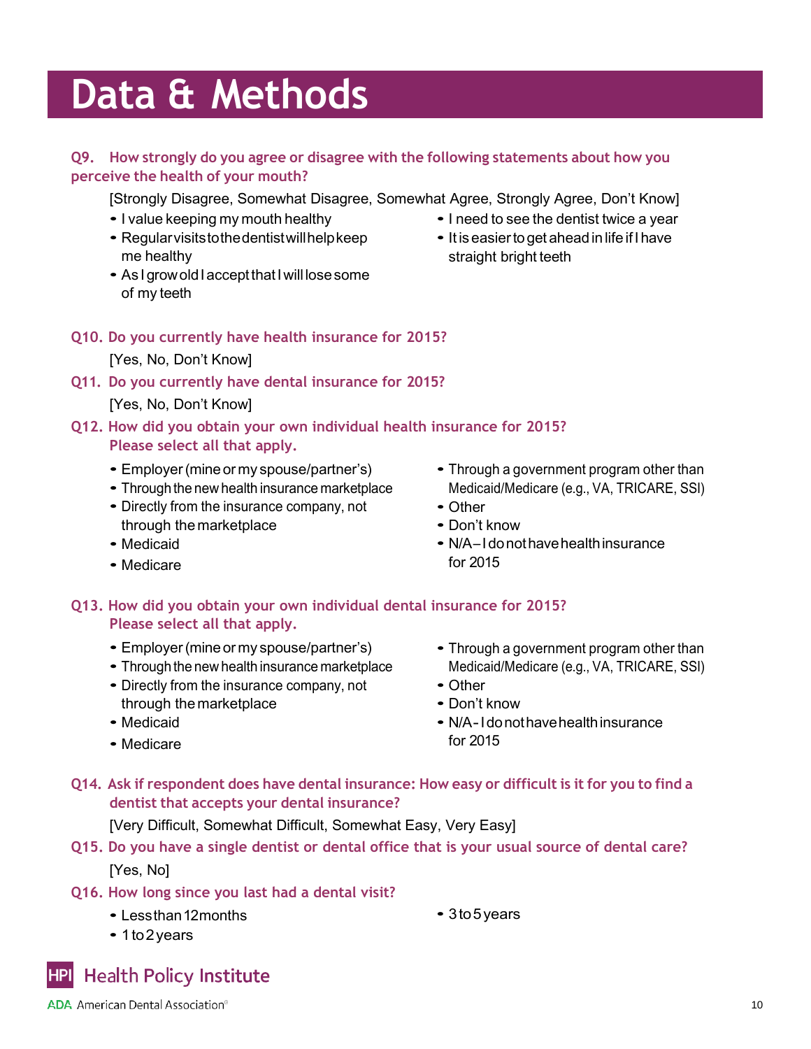# Data & Methods

**Q9. How strongly do you agree or disagree with the following statements about how you perceive the health of your mouth?**

[Strongly Disagree, Somewhat Disagree, Somewhat Agree, Strongly Agree, Don't Know]

- I value keeping my mouth healthy
- Regular visits to the dentist will help keep me healthy
- As I grow old I accept that I will lose some of my teeth
- I need to see the dentist twice a year
- It is easier to get ahead in life if I have straight bright teeth

**Q10. Do you currently have health insurance for 2015?**

[Yes, No, Don't Know]

**Q11. Do you currently have dental insurance for 2015?**

[Yes, No, Don't Know]

**Q12. How did you obtain your own individual health insurance for 2015? Please select all that apply.**

- Employer (mine or my spouse/partner's)
- Through the new health insurance marketplace
- Directly from the insurance company, not through the marketplace
- Medicaid
- Medicare
- Through a government program other than Medicaid/Medicare (e.g., VA, TRICARE, SSI)
- Other
- Don't know
- N/A – I do not have health insurance for 2015

**Q13. How did you obtain your own individual dental insurance for 2015? Please select all that apply.**

- Employer (mine or my spouse/partner's)
- Through the new health insurance marketplace
- Directly from the insurance company, not through the marketplace
- Medicaid
- Medicare
- Through a government program other than Medicaid/Medicare (e.g., VA, TRICARE, SSI)
- Other
- Don't know
- N/A - I do not have health insurance for 2015

**Q14. Ask if respondent does have dental insurance: How easy or difficult is it for you to find a dentist that accepts your dental insurance?**

[Very Difficult, Somewhat Difficult, Somewhat Easy, Very Easy]

**Q15. Do you have a single dentist or dental office that is your usual source of dental care?**

[Yes, No]

**Q16. How long since you last had a dental visit?**

- Less than 12 months
- 1 to 2 years
- 3 to 5 years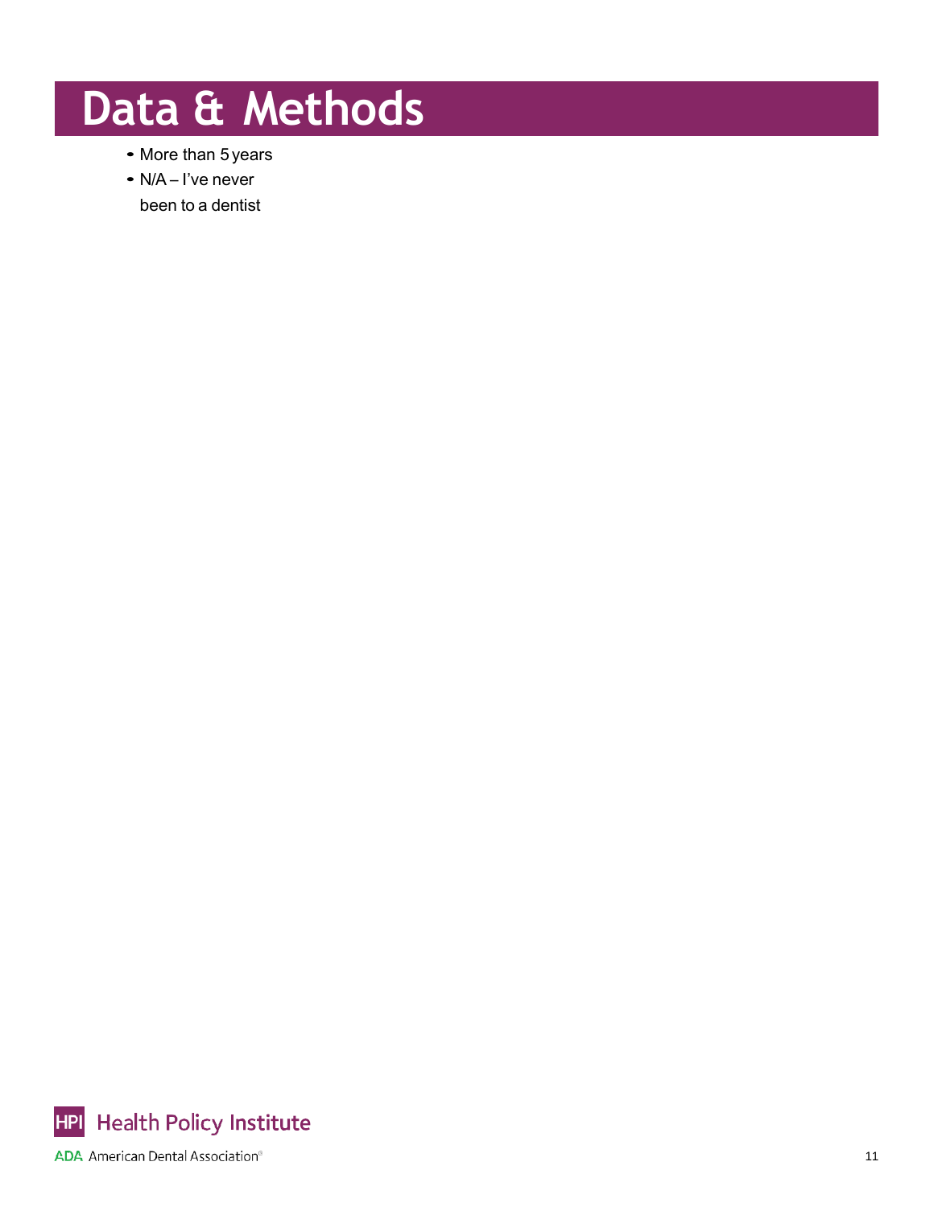# Data & Methods

- More than 5 years
- N/A – I've never been to a dentist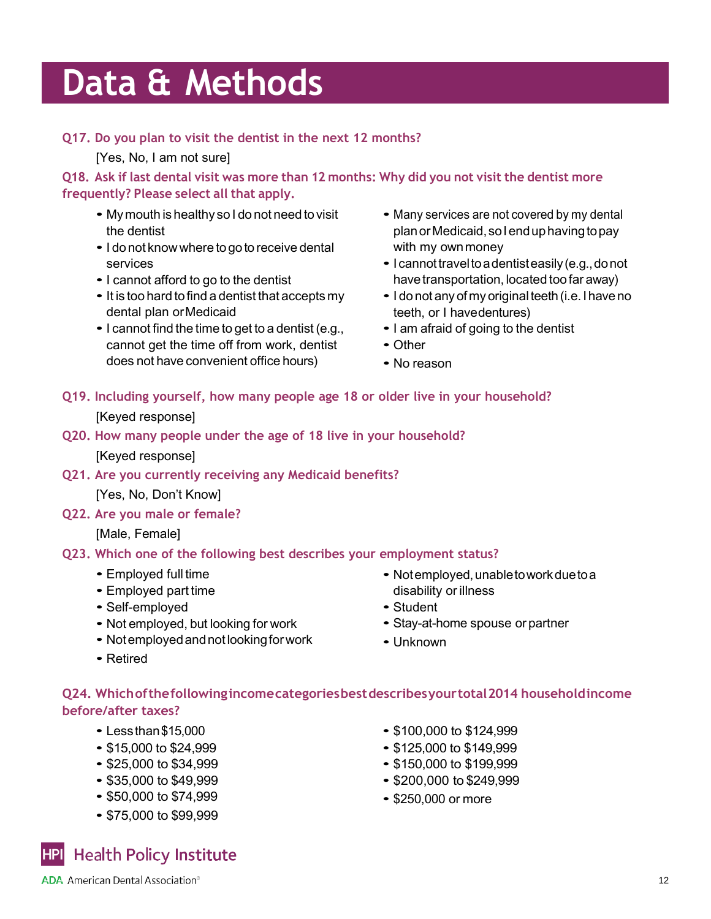# Data & Methods

**Q17. Do you plan to visit the dentist in the next 12 months?**

[Yes, No, I am not sure]

**Q18. Ask if last dental visit was more than 12 months: Why did you not visit the dentist more frequently? Please select all that apply.**

- My mouth is healthy so I do not need to visit the dentist
- I do not know where to go to receive dental services
- I cannot afford to go to the dentist
- It is too hard to find a dentist that accepts my dental plan or Medicaid
- I cannot find the time to get to a dentist (e.g., cannot get the time off from work, dentist does not have convenient office hours)
- Many services are not covered by my dental plan or Medicaid, so I end up having to pay with my own money
- I cannot travel to a dentist easily (e.g., do not have transportation, located too far away)
- I do not any of my original teeth (i.e. I have no teeth, or I have dentures)
- I am afraid of going to the dentist
- Other
- No reason

**Q19. Including yourself, how many people age 18 or older live in your household?**

[Keyed response]

**Q20. How many people under the age of 18 live in your household?**

[Keyed response]

**Q21. Are you currently receiving any Medicaid benefits?**

[Yes, No, Don't Know]

**Q22. Are you male or female?**

[Male, Female]

**Q23. Which one of the following best describes your employment status?**

- Employed full time
- Employed part time
- Self-employed
- Not employed, but looking for work
- Not employed and not looking for work
- Retired
- Not employed, unable to work due to a disability or illness
- Student
- Stay-at-home spouse or partner
- Unknown

**Q24. Which of the following income categories best describes your total 2014 household income before/after taxes?**

- Less than $15,000
- $15,000 to $24,999
- $25,000 to $34,999
- $35,000 to $49,999
- $50,000 to $74,999
- $75,000 to $99,999
- $100,000 to $124,999
- $125,000 to $149,999
- $150,000 to $199,999
- $200,000 to $249,999
- $250,000 or more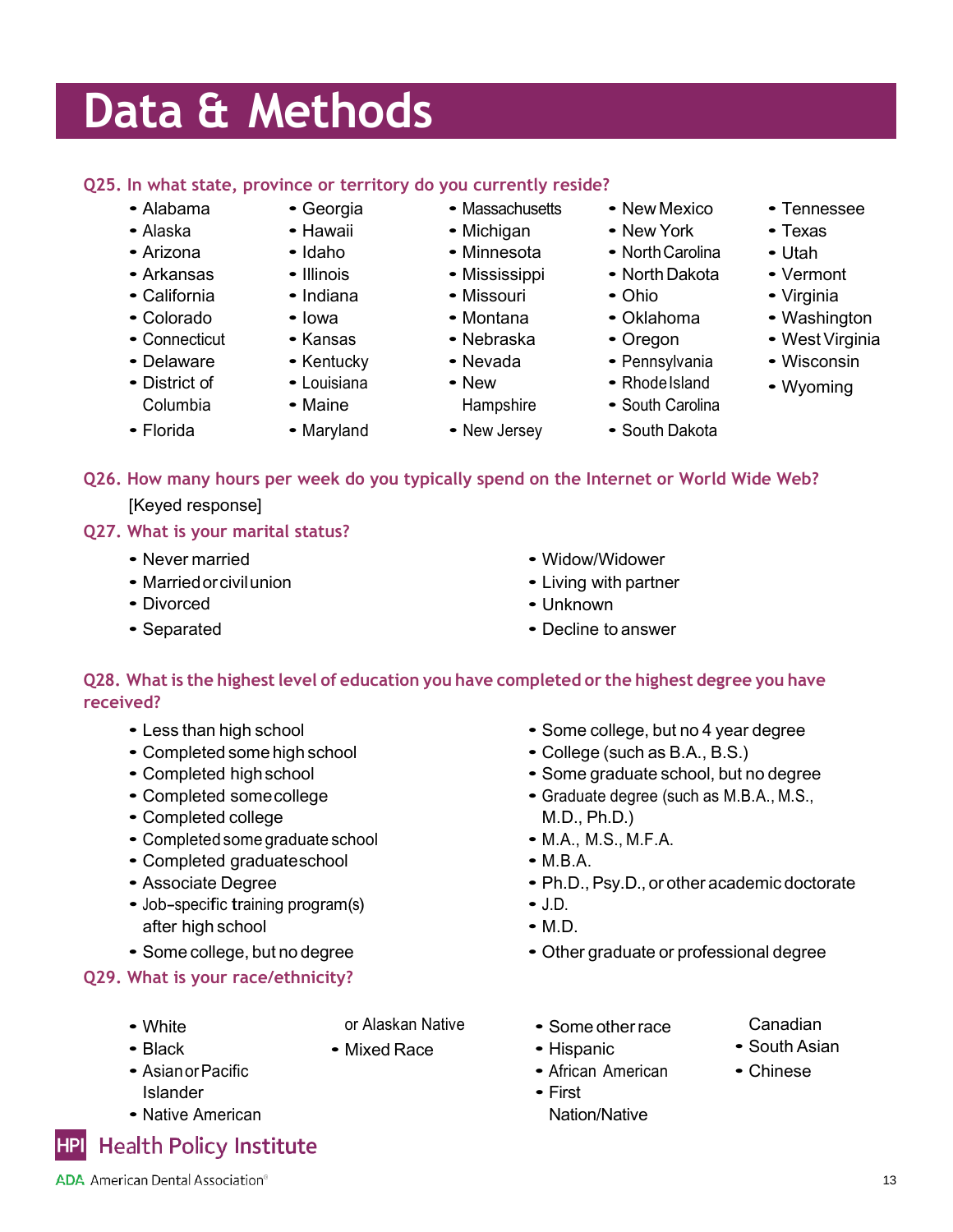# Data & Methods

**Q25. In what state, province or territory do you currently reside?**

- Alabama
- Alaska
- Arizona
- Arkansas
- California
- Colorado
- Connecticut
- Delaware
- District of Columbia
- Florida
- Georgia
- Hawaii
- Idaho
- Illinois
- Indiana
- Iowa
- Kansas
- Kentucky
- Louisiana
- Maine
- Maryland
- Massachusetts
- Michigan
- Minnesota
- Mississippi
- Missouri
- Montana
- Nebraska
- Nevada
- New Hampshire
- New Jersey
- New Mexico
- New York
- North Carolina
- North Dakota
- Ohio
- Oklahoma
- Oregon
- Pennsylvania
- Rhode Island
- South Carolina
- South Dakota
- Tennessee
- Texas
- Utah
- Vermont
- Virginia
- Washington
- West Virginia
- Wisconsin
- Wyoming

**Q26. How many hours per week do you typically spend on the Internet or World Wide Web?**

[Keyed response]

**Q27. What is your marital status?**

- Never married
- Married or civil union
- Divorced
- Separated
- Widow/Widower
- Living with partner
- Unknown
- Decline to answer

**Q28. What is the highest level of education you have completed or the highest degree you have received?**

- Less than high school
- Completed some high school
- Completed high school
- Completed some college
- Completed college
- Completed some graduate school
- Completed graduate school
- Associate Degree
- Job-specific training program(s) after high school
- Some college, but no degree
- Some college, but no 4 year degree
- College (such as B.A., B.S.)
- Some graduate school, but no degree
- Graduate degree (such as M.B.A., M.S., M.D., Ph.D.)
- M.A., M.S., M.F.A.
- M.B.A.
- Ph.D., Psy.D., or other academic doctorate
- J.D.
- M.D.
- Other graduate or professional degree

**Q29. What is your race/ethnicity?**

- White
- Black
- Asian or Pacific Islander
- Native American or Alaskan Native
- Mixed Race
- Some other race
- Hispanic
- African American
- First Nation/Native Canadian
- South Asian
- Chinese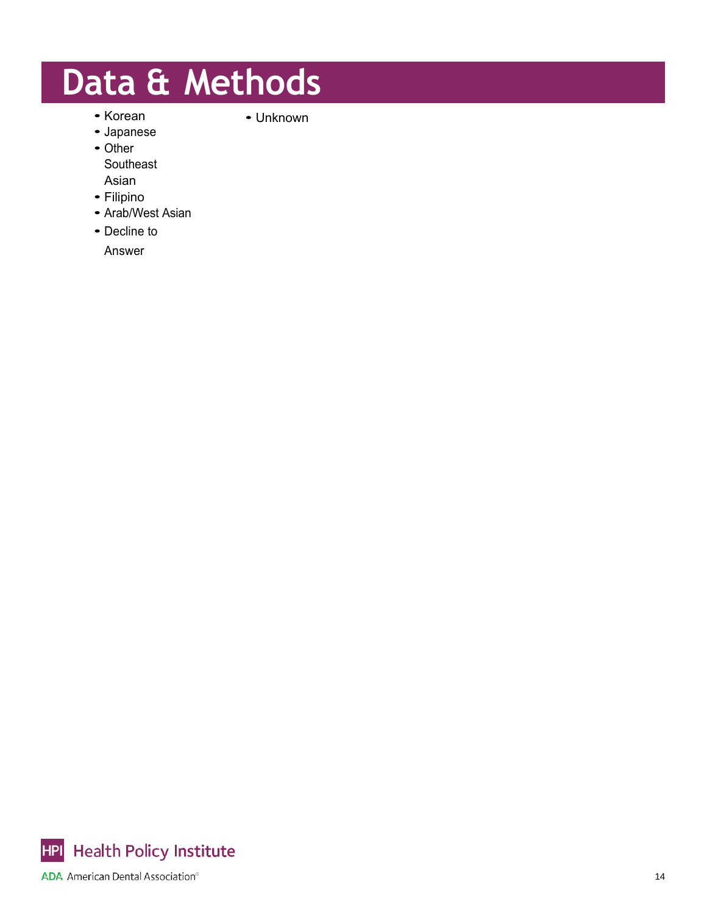# Data & Methods

- Korean
- Japanese
- Other Southeast Asian
- Filipino
- Arab/West Asian
- Decline to Answer
- Unknown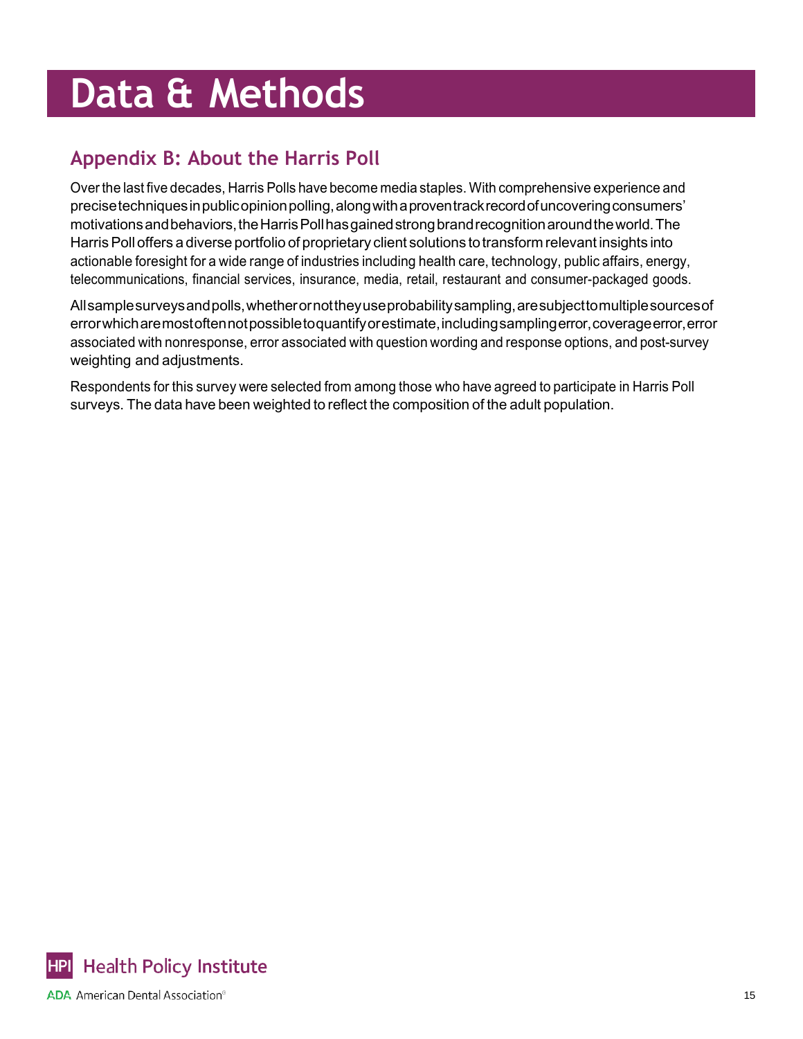# Data & Methods

## Appendix B: About the Harris Poll

Over the last five decades, Harris Polls have become media staples. With comprehensive experience and precise techniques in public opinion polling, along with a proven track record of uncovering consumers' motivations and behaviors, the Harris Poll has gained strong brand recognition around the world. The Harris Poll offers a diverse portfolio of proprietary client solutions to transform relevant insights into actionable foresight for a wide range of industries including health care, technology, public affairs, energy, telecommunications, financial services, insurance, media, retail, restaurant and consumer-packaged goods.

All sample surveys and polls, whether or not they use probability sampling, are subject to multiple sources of error which are most often not possible to quantify or estimate, including sampling error, coverage error, error associated with nonresponse, error associated with question wording and response options, and post-survey weighting and adjustments.

Respondents for this survey were selected from among those who have agreed to participate in Harris Poll surveys. The data have been weighted to reflect the composition of the adult population.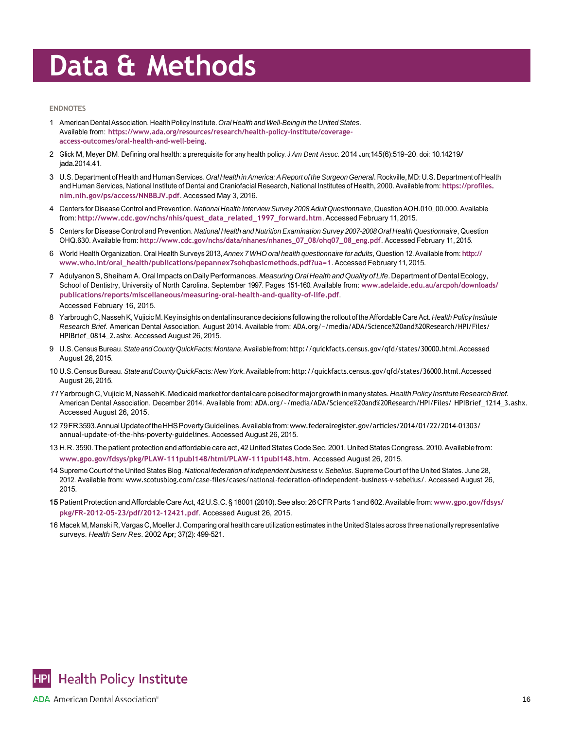# Data & Methods

**ENDNOTES**

1 American Dental Association. Health Policy Institute. *Oral Health and Well-Being in the United States*. Available from: **https://www.ada.org/resources/research/health-policy-institute/coverage-access-outcomes/oral-health-and-well-being**.

2 Glick M, Meyer DM. Defining oral health: a prerequisite for any health policy. *J Am Dent Assoc*. 2014 Jun;145(6):519–20. doi: 10.14219/jada.2014.41.

3 U.S. Department of Health and Human Services. *Oral Health in America: A Report of the Surgeon General*. Rockville, MD: U.S. Department of Health and Human Services, National Institute of Dental and Craniofacial Research, National Institutes of Health, 2000. Available from: **https://profiles.nlm.nih.gov/ps/access/NNBBJV.pdf**. Accessed May 3, 2016.

4 Centers for Disease Control and Prevention. *National Health Interview Survey 2008 Adult Questionnaire*, Question AOH.010_00.000. Available from: **http://www.cdc.gov/nchs/nhis/quest_data_related_1997_forward.htm**. Accessed February 11, 2015.

5 Centers for Disease Control and Prevention. *National Health and Nutrition Examination Survey 2007-2008 Oral Health Questionnaire*, Question OHQ.630. Available from: **http://www.cdc.gov/nchs/data/nhanes/nhanes_07_08/ohq07_08_eng.pdf**. Accessed February 11, 2015.

6 World Health Organization. Oral Health Surveys 2013, *Annex 7 WHO oral health questionnaire for adults*, Question 12. Available from: **http://www.who.int/oral_health/publications/pepannex7sohqbasicmethods.pdf?ua=1**. Accessed February 11, 2015.

7 Adulyanon S, Sheiham A. Oral Impacts on Daily Performances. *Measuring Oral Health and Quality of Life*. Department of Dental Ecology, School of Dentistry, University of North Carolina. September 1997. Pages 151-160. Available from: **www.adelaide.edu.au/arcpoh/downloads/publications/reports/miscellaneous/measuring-oral-health-and-quality-of-life.pdf**. Accessed February 16, 2015.

8 Yarbrough C, Nasseh K, Vujicic M. Key insights on dental insurance decisions following the rollout of the Affordable Care Act. *Health Policy Institute Research Brief.* American Dental Association. August 2014. Available from: ADA.org/~/media/ADA/Science%20and%20Research/HPI/Files/HPIBrief_0814_2.ashx. Accessed August 26, 2015.

9 U.S. Census Bureau. *State and County QuickFacts: Montana*. Available from: http://quickfacts.census.gov/qfd/states/30000.html. Accessed August 26, 2015.

10 U.S. Census Bureau. *State and County QuickFacts: New York*. Available from: http://quickfacts.census.gov/qfd/states/36000.html. Accessed August 26, 2015.

11 Yarbrough C, Vujicic M, Nasseh K. Medicaid market for dental care poised for major growth in many states. *Health Policy Institute Research Brief*. American Dental Association. December 2014. Available from: ADA.org/~/media/ADA/Science%20and%20Research/HPI/Files/ HPIBrief_1214_3.ashx. Accessed August 26, 2015.

12 79 FR 3593. Annual Update of the HHS Poverty Guidelines. Available from: www.federalregister.gov/articles/2014/01/22/2014-01303/annual-update-of-the-hhs-poverty-guidelines. Accessed August 26, 2015.

13 H.R. 3590. The patient protection and affordable care act, 42 United States Code Sec. 2001. United States Congress. 2010. Available from: **www.gpo.gov/fdsys/pkg/PLAW-111publ148/html/PLAW-111publ148.htm**. Accessed August 26, 2015.

14 Supreme Court of the United States Blog. *National federation of independent business v. Sebelius*. Supreme Court of the United States. June 28, 2012. Available from: www.scotusblog.com/case-files/cases/national-federation-ofindependent-business-v-sebelius/. Accessed August 26, 2015.

15 Patient Protection and Affordable Care Act, 42 U.S.C. § 18001 (2010). See also: 26 CFR Parts 1 and 602. Available from: **www.gpo.gov/fdsys/pkg/FR-2012-05-23/pdf/2012-12421.pdf**. Accessed August 26, 2015.

16 Macek M, Manski R, Vargas C, Moeller J. Comparing oral health care utilization estimates in the United States across three nationally representative surveys. *Health Serv Res*. 2002 Apr; 37(2): 499-521.